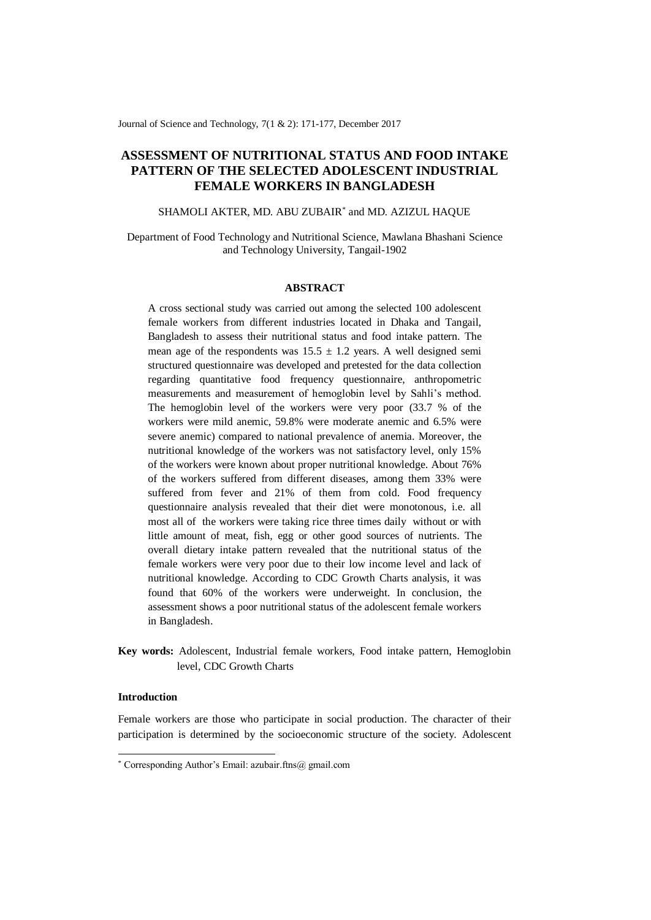# ASSESSMENT OF NUTRITIONAL STATUS AND FOOD INTAKE PATTERN OF THE SELECTED ADOLESCENT INDUSTRIAL FEMALE WORKERS IN BANGLADESH

SHAMOLI AKTER, MD. ABU ZUBAIR* and MD. AZIZUL HAQUE

Department of Food Technology and Nutritional Science, Mawlana Bhashani Science and Technology University, Tangail-1902

## ABSTRACT

A cross sectional study was carried out among the selected 100 adolescent female workers from different industries located in Dhaka and Tangail, Bangladesh to assess their nutritional status and food intake pattern. The mean age of the respondents was $15.5 \pm 1.2$ years. A well designed semi structured questionnaire was developed and pretested for the data collection regarding quantitative food frequency questionnaire, anthropometric measurements and measurement of hemoglobin level by Sahli's method. The hemoglobin level of the workers were very poor (33.7 % of the workers were mild anemic, 59.8% were moderate anemic and 6.5% were severe anemic) compared to national prevalence of anemia. Moreover, the nutritional knowledge of the workers was not satisfactory level, only 15% of the workers were known about proper nutritional knowledge. About 76% of the workers suffered from different diseases, among them 33% were suffered from fever and 21% of them from cold. Food frequency questionnaire analysis revealed that their diet were monotonous, i.e. all most all of the workers were taking rice three times daily without or with little amount of meat, fish, egg or other good sources of nutrients. The overall dietary intake pattern revealed that the nutritional status of the female workers were very poor due to their low income level and lack of nutritional knowledge. According to CDC Growth Charts analysis, it was found that 60% of the workers were underweight. In conclusion, the assessment shows a poor nutritional status of the adolescent female workers in Bangladesh.

**Key words:** Adolescent, Industrial female workers, Food intake pattern, Hemoglobin level, CDC Growth Charts

### Introduction

Female workers are those who participate in social production. The character of their participation is determined by the socioeconomic structure of the society. Adolescent

---

* Corresponding Author's Email: azubair.ftns@ gmail.com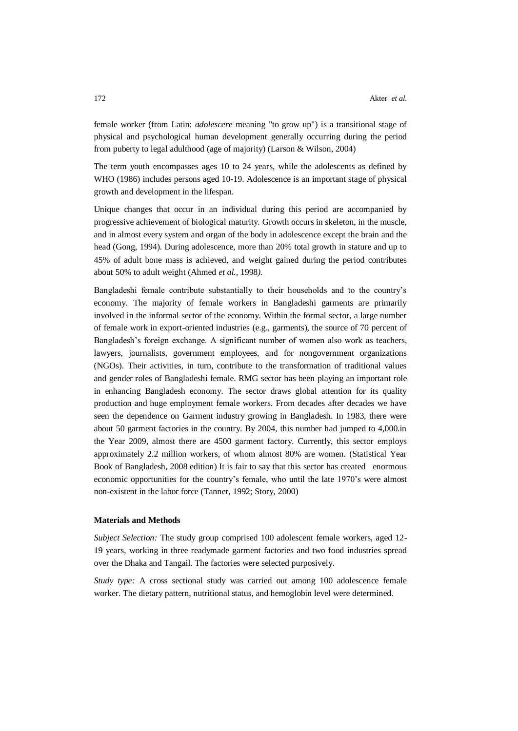female worker (from Latin: *adolescere* meaning "to grow up") is a transitional stage of physical and psychological human development generally occurring during the period from puberty to legal adulthood (age of majority) (Larson & Wilson, 2004)

The term youth encompasses ages 10 to 24 years, while the adolescents as defined by WHO (1986) includes persons aged 10-19. Adolescence is an important stage of physical growth and development in the lifespan.

Unique changes that occur in an individual during this period are accompanied by progressive achievement of biological maturity. Growth occurs in skeleton, in the muscle, and in almost every system and organ of the body in adolescence except the brain and the head (Gong, 1994). During adolescence, more than 20% total growth in stature and up to 45% of adult bone mass is achieved, and weight gained during the period contributes about 50% to adult weight (Ahmed *et al.*, 1998).

Bangladeshi female contribute substantially to their households and to the country's economy. The majority of female workers in Bangladeshi garments are primarily involved in the informal sector of the economy. Within the formal sector, a large number of female work in export-oriented industries (e.g., garments), the source of 70 percent of Bangladesh's foreign exchange. A significant number of women also work as teachers, lawyers, journalists, government employees, and for nongovernment organizations (NGOs). Their activities, in turn, contribute to the transformation of traditional values and gender roles of Bangladeshi female. RMG sector has been playing an important role in enhancing Bangladesh economy. The sector draws global attention for its quality production and huge employment female workers. From decades after decades we have seen the dependence on Garment industry growing in Bangladesh. In 1983, there were about 50 garment factories in the country. By 2004, this number had jumped to 4,000.in the Year 2009, almost there are 4500 garment factory. Currently, this sector employs approximately 2.2 million workers, of whom almost 80% are women. (Statistical Year Book of Bangladesh, 2008 edition) It is fair to say that this sector has created enormous economic opportunities for the country's female, who until the late 1970's were almost non-existent in the labor force (Tanner, 1992; Story, 2000)

## Materials and Methods

*Subject Selection:* The study group comprised 100 adolescent female workers, aged 12-19 years, working in three readymade garment factories and two food industries spread over the Dhaka and Tangail. The factories were selected purposively.

*Study type:* A cross sectional study was carried out among 100 adolescence female worker. The dietary pattern, nutritional status, and hemoglobin level were determined.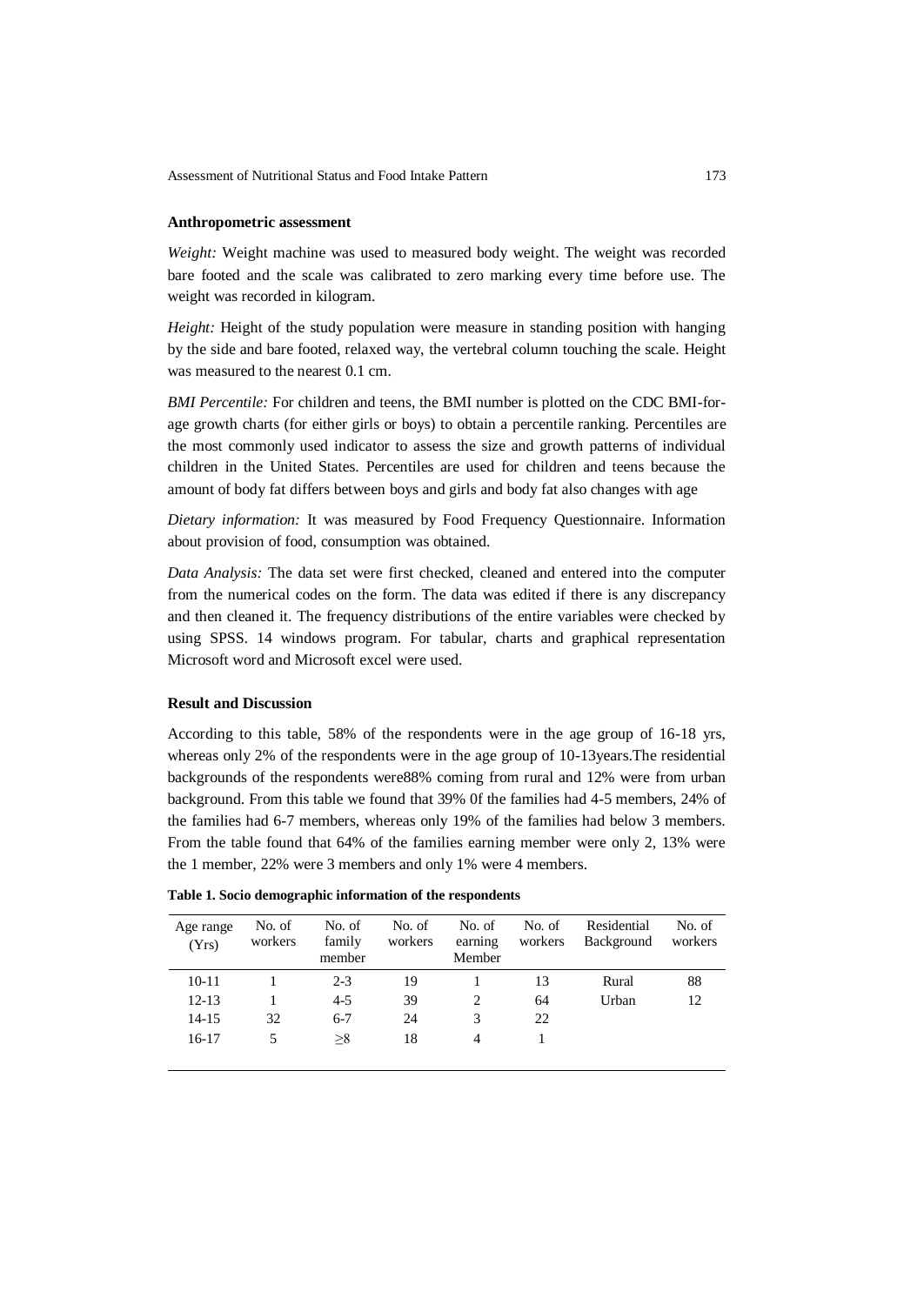### Anthropometric assessment

*Weight:* Weight machine was used to measured body weight. The weight was recorded bare footed and the scale was calibrated to zero marking every time before use. The weight was recorded in kilogram.

*Height:* Height of the study population were measure in standing position with hanging by the side and bare footed, relaxed way, the vertebral column touching the scale. Height was measured to the nearest 0.1 cm.

*BMI Percentile:* For children and teens, the BMI number is plotted on the CDC BMI-for-age growth charts (for either girls or boys) to obtain a percentile ranking. Percentiles are the most commonly used indicator to assess the size and growth patterns of individual children in the United States. Percentiles are used for children and teens because the amount of body fat differs between boys and girls and body fat also changes with age

*Dietary information:* It was measured by Food Frequency Questionnaire. Information about provision of food, consumption was obtained.

*Data Analysis:* The data set were first checked, cleaned and entered into the computer from the numerical codes on the form. The data was edited if there is any discrepancy and then cleaned it. The frequency distributions of the entire variables were checked by using SPSS. 14 windows program. For tabular, charts and graphical representation Microsoft word and Microsoft excel were used.

### Result and Discussion

According to this table, 58% of the respondents were in the age group of 16-18 yrs, whereas only 2% of the respondents were in the age group of 10-13years.The residential backgrounds of the respondents were88% coming from rural and 12% were from urban background. From this table we found that 39% 0f the families had 4-5 members, 24% of the families had 6-7 members, whereas only 19% of the families had below 3 members. From the table found that 64% of the families earning member were only 2, 13% were the 1 member, 22% were 3 members and only 1% were 4 members.

**Table 1. Socio demographic information of the respondents**

| Age range (Yrs) | No. of workers | No. of family member | No. of workers | No. of earning Member | No. of workers | Residential Background | No. of workers |
|---|---|---|---|---|---|---|---|
| 10-11 | 1 | 2-3 | 19 | 1 | 13 | Rural | 88 |
| 12-13 | 1 | 4-5 | 39 | 2 | 64 | Urban | 12 |
| 14-15 | 32 | 6-7 | 24 | 3 | 22 | | |
| 16-17 | 5 | ≥8 | 18 | 4 | 1 | | |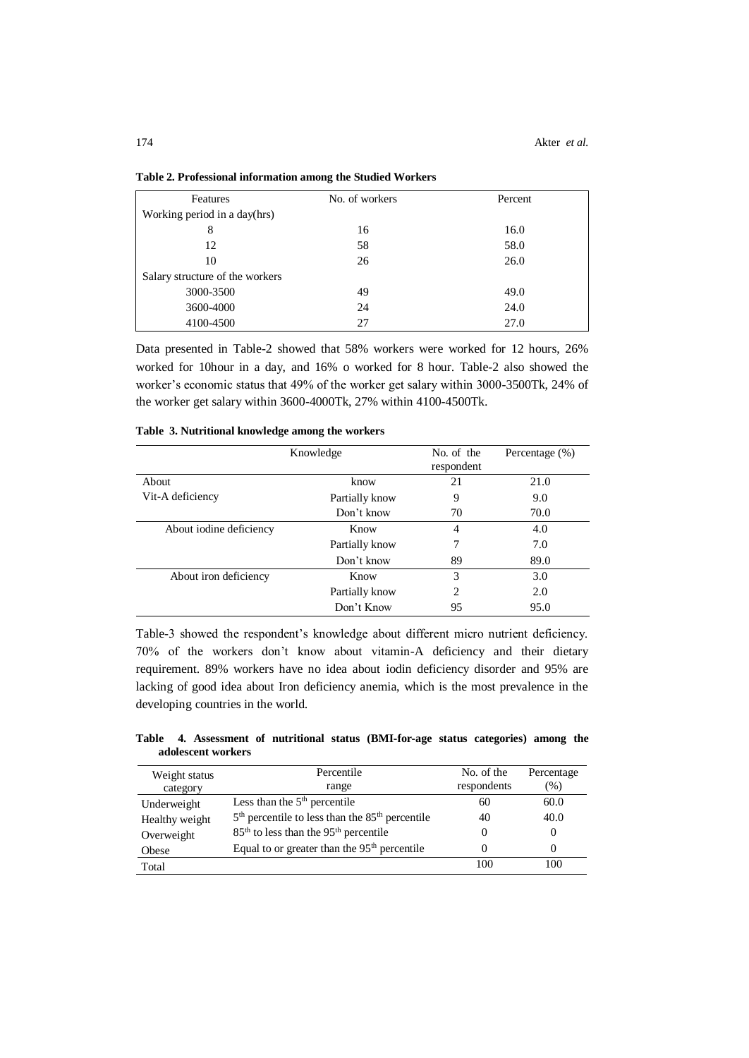**Table 2. Professional information among the Studied Workers**

| Features | No. of workers | Percent |
|---|---|---|
| Working period in a day(hrs) | | |
| 8 | 16 | 16.0 |
| 12 | 58 | 58.0 |
| 10 | 26 | 26.0 |
| Salary structure of the workers | | |
| 3000-3500 | 49 | 49.0 |
| 3600-4000 | 24 | 24.0 |
| 4100-4500 | 27 | 27.0 |

Data presented in Table-2 showed that 58% workers were worked for 12 hours, 26% worked for 10hour in a day, and 16% o worked for 8 hour. Table-2 also showed the worker's economic status that 49% of the worker get salary within 3000-3500Tk, 24% of the worker get salary within 3600-4000Tk, 27% within 4100-4500Tk.

**Table 3. Nutritional knowledge among the workers**

| Knowledge | | No. of the respondent | Percentage (%) |
|---|---|---|---|
| About Vit-A deficiency | know | 21 | 21.0 |
| | Partially know | 9 | 9.0 |
| | Don't know | 70 | 70.0 |
| About iodine deficiency | Know | 4 | 4.0 |
| | Partially know | 7 | 7.0 |
| | Don't know | 89 | 89.0 |
| About iron deficiency | Know | 3 | 3.0 |
| | Partially know | 2 | 2.0 |
| | Don't Know | 95 | 95.0 |

Table-3 showed the respondent's knowledge about different micro nutrient deficiency. 70% of the workers don't know about vitamin-A deficiency and their dietary requirement. 89% workers have no idea about iodin deficiency disorder and 95% are lacking of good idea about Iron deficiency anemia, which is the most prevalence in the developing countries in the world.

**Table 4. Assessment of nutritional status (BMI-for-age status categories) among the adolescent workers**

| Weight status category | Percentile range | No. of the respondents | Percentage (%) |
|---|---|---|---|
| Underweight | Less than the 5th percentile | 60 | 60.0 |
| Healthy weight | 5th percentile to less than the 85th percentile | 40 | 40.0 |
| Overweight | 85th to less than the 95th percentile | 0 | 0 |
| Obese | Equal to or greater than the 95th percentile | 0 | 0 |
| Total | | 100 | 100 |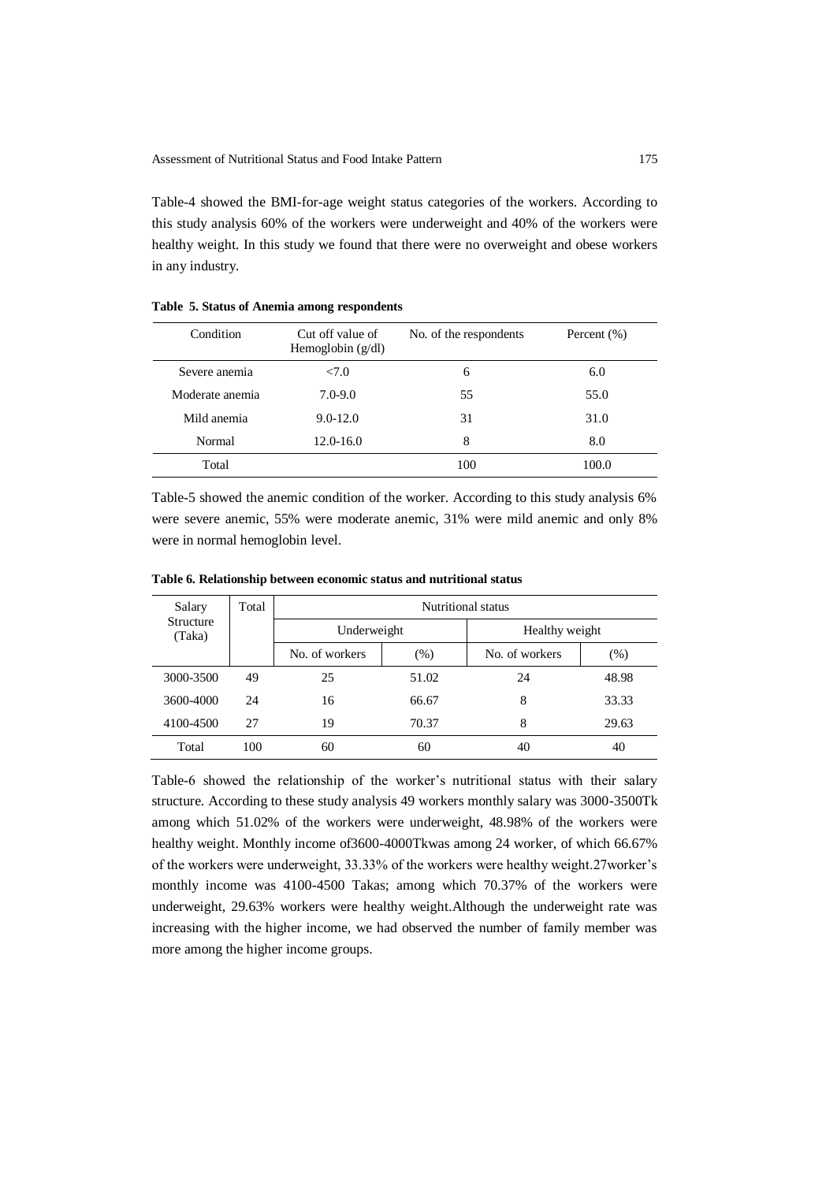Table-4 showed the BMI-for-age weight status categories of the workers. According to this study analysis 60% of the workers were underweight and 40% of the workers were healthy weight. In this study we found that there were no overweight and obese workers in any industry.

**Table 5. Status of Anemia among respondents**

| Condition | Cut off value of Hemoglobin (g/dl) | No. of the respondents | Percent (%) |
|---|---|---|---|
| Severe anemia | <7.0 | 6 | 6.0 |
| Moderate anemia | 7.0-9.0 | 55 | 55.0 |
| Mild anemia | 9.0-12.0 | 31 | 31.0 |
| Normal | 12.0-16.0 | 8 | 8.0 |
| Total | | 100 | 100.0 |

Table-5 showed the anemic condition of the worker. According to this study analysis 6% were severe anemic, 55% were moderate anemic, 31% were mild anemic and only 8% were in normal hemoglobin level.

**Table 6. Relationship between economic status and nutritional status**

| Salary Structure (Taka) | Total | Nutritional status | | | |
|---|---|---|---|---|---|
| | | Underweight | | Healthy weight | |
| | | No. of workers | (%) | No. of workers | (%) |
| 3000-3500 | 49 | 25 | 51.02 | 24 | 48.98 |
| 3600-4000 | 24 | 16 | 66.67 | 8 | 33.33 |
| 4100-4500 | 27 | 19 | 70.37 | 8 | 29.63 |
| Total | 100 | 60 | 60 | 40 | 40 |

Table-6 showed the relationship of the worker's nutritional status with their salary structure. According to these study analysis 49 workers monthly salary was 3000-3500Tk among which 51.02% of the workers were underweight, 48.98% of the workers were healthy weight. Monthly income of3600-4000Tkwas among 24 worker, of which 66.67% of the workers were underweight, 33.33% of the workers were healthy weight.27worker's monthly income was 4100-4500 Takas; among which 70.37% of the workers were underweight, 29.63% workers were healthy weight.Although the underweight rate was increasing with the higher income, we had observed the number of family member was more among the higher income groups.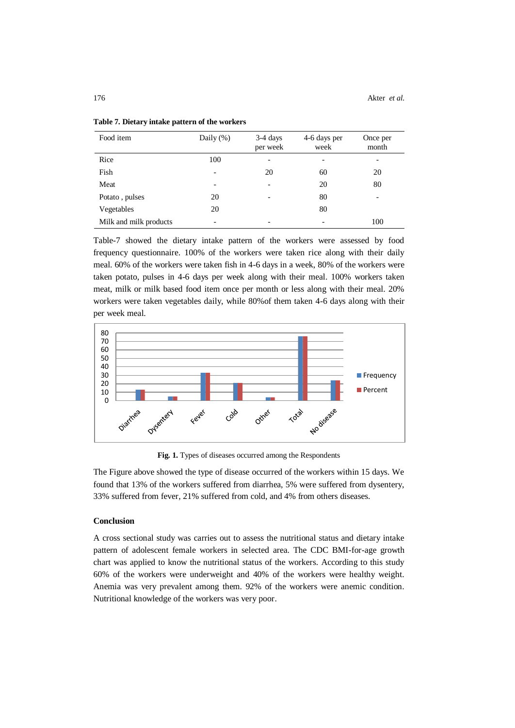**Table 7. Dietary intake pattern of the workers**

| Food item | Daily (%) | 3-4 days per week | 4-6 days per week | Once per month |
|---|---|---|---|---|
| Rice | 100 | - | - | - |
| Fish | - | 20 | 60 | 20 |
| Meat | - | - | 20 | 80 |
| Potato , pulses | 20 | - | 80 | - |
| Vegetables | 20 | | 80 | |
| Milk and milk products | - | - | - | 100 |

Table-7 showed the dietary intake pattern of the workers were assessed by food frequency questionnaire. 100% of the workers were taken rice along with their daily meal. 60% of the workers were taken fish in 4-6 days in a week, 80% of the workers were taken potato, pulses in 4-6 days per week along with their meal. 100% workers taken meat, milk or milk based food item once per month or less along with their meal. 20% workers were taken vegetables daily, while 80%of them taken 4-6 days along with their per week meal.

**Fig. 1.** Types of diseases occurred among the Respondents

The Figure above showed the type of disease occurred of the workers within 15 days. We found that 13% of the workers suffered from diarrhea, 5% were suffered from dysentery, 33% suffered from fever, 21% suffered from cold, and 4% from others diseases.

## Conclusion

A cross sectional study was carries out to assess the nutritional status and dietary intake pattern of adolescent female workers in selected area. The CDC BMI-for-age growth chart was applied to know the nutritional status of the workers. According to this study 60% of the workers were underweight and 40% of the workers were healthy weight. Anemia was very prevalent among them. 92% of the workers were anemic condition. Nutritional knowledge of the workers was very poor.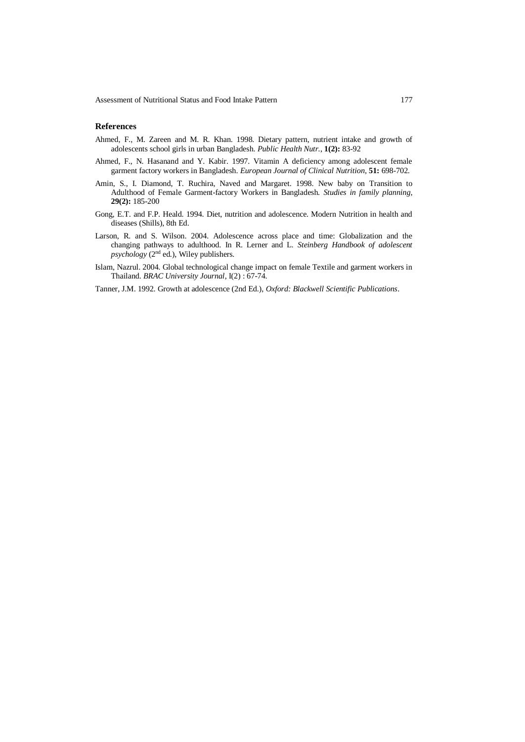## References

Ahmed, F., M. Zareen and M. R. Khan. 1998. Dietary pattern, nutrient intake and growth of adolescents school girls in urban Bangladesh. *Public Health Nutr.*, **1(2):** 83-92

Ahmed, F., N. Hasanand and Y. Kabir. 1997. Vitamin A deficiency among adolescent female garment factory workers in Bangladesh. *European Journal of Clinical Nutrition*, **51:** 698-702.

Amin, S., I. Diamond, T. Ruchira, Naved and Margaret. 1998. New baby on Transition to Adulthood of Female Garment-factory Workers in Bangladesh. *Studies in family planning*, **29(2):** 185-200

Gong, E.T. and F.P. Heald. 1994. Diet, nutrition and adolescence. Modern Nutrition in health and diseases (Shills), 8th Ed.

Larson, R. and S. Wilson. 2004. Adolescence across place and time: Globalization and the changing pathways to adulthood. In R. Lerner and L. *Steinberg Handbook of adolescent psychology* (2nd ed.), Wiley publishers.

Islam, Nazrul. 2004. Global technological change impact on female Textile and garment workers in Thailand. *BRAC University Journal*, I(2) : 67-74.

Tanner, J.M. 1992. Growth at adolescence (2nd Ed.), *Oxford: Blackwell Scientific Publications*.